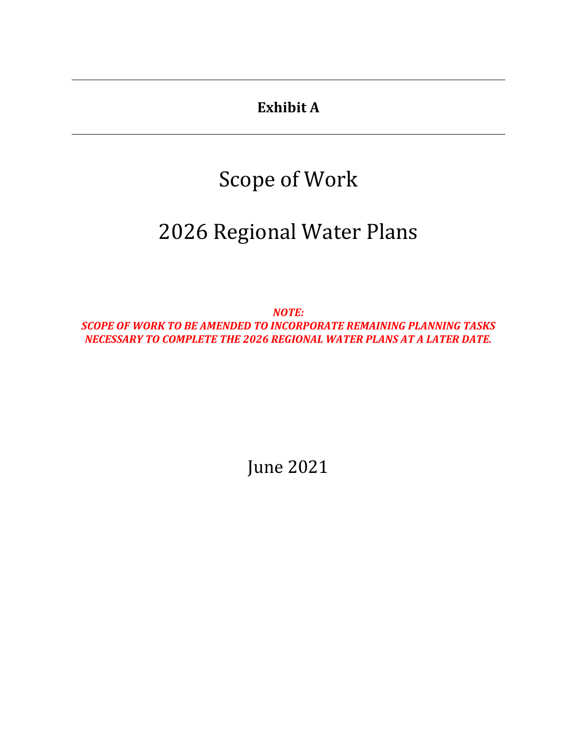**Exhibit A**

# Scope of Work

# 2026 Regional Water Plans

***NOTE:***
***SCOPE OF WORK TO BE AMENDED TO INCORPORATE REMAINING PLANNING TASKS NECESSARY TO COMPLETE THE 2026 REGIONAL WATER PLANS AT A LATER DATE.***

June 2021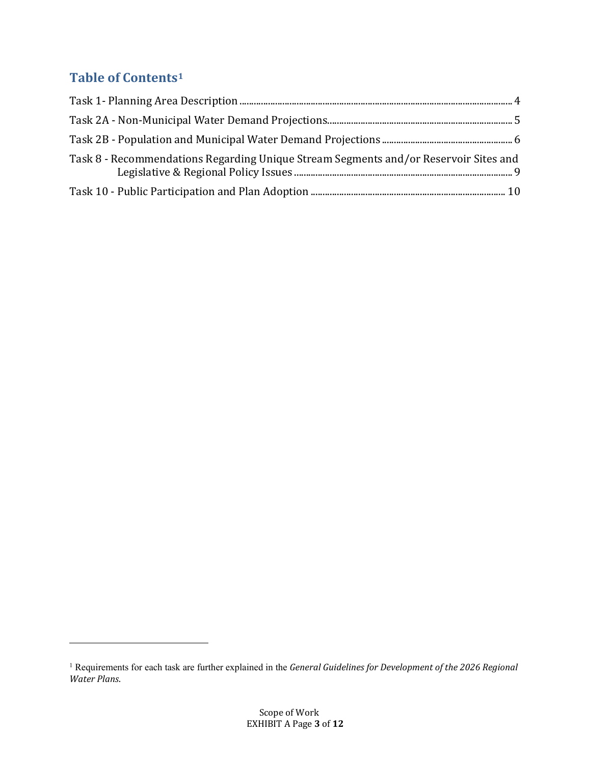## Table of Contents[1]

Task 1- Planning Area Description .......... 4

Task 2A - Non-Municipal Water Demand Projections .......... 5

Task 2B - Population and Municipal Water Demand Projections .......... 6

Task 8 - Recommendations Regarding Unique Stream Segments and/or Reservoir Sites and Legislative & Regional Policy Issues .......... 9

Task 10 - Public Participation and Plan Adoption .......... 10

---

[1] Requirements for each task are further explained in the *General Guidelines for Development of the 2026 Regional Water Plans.*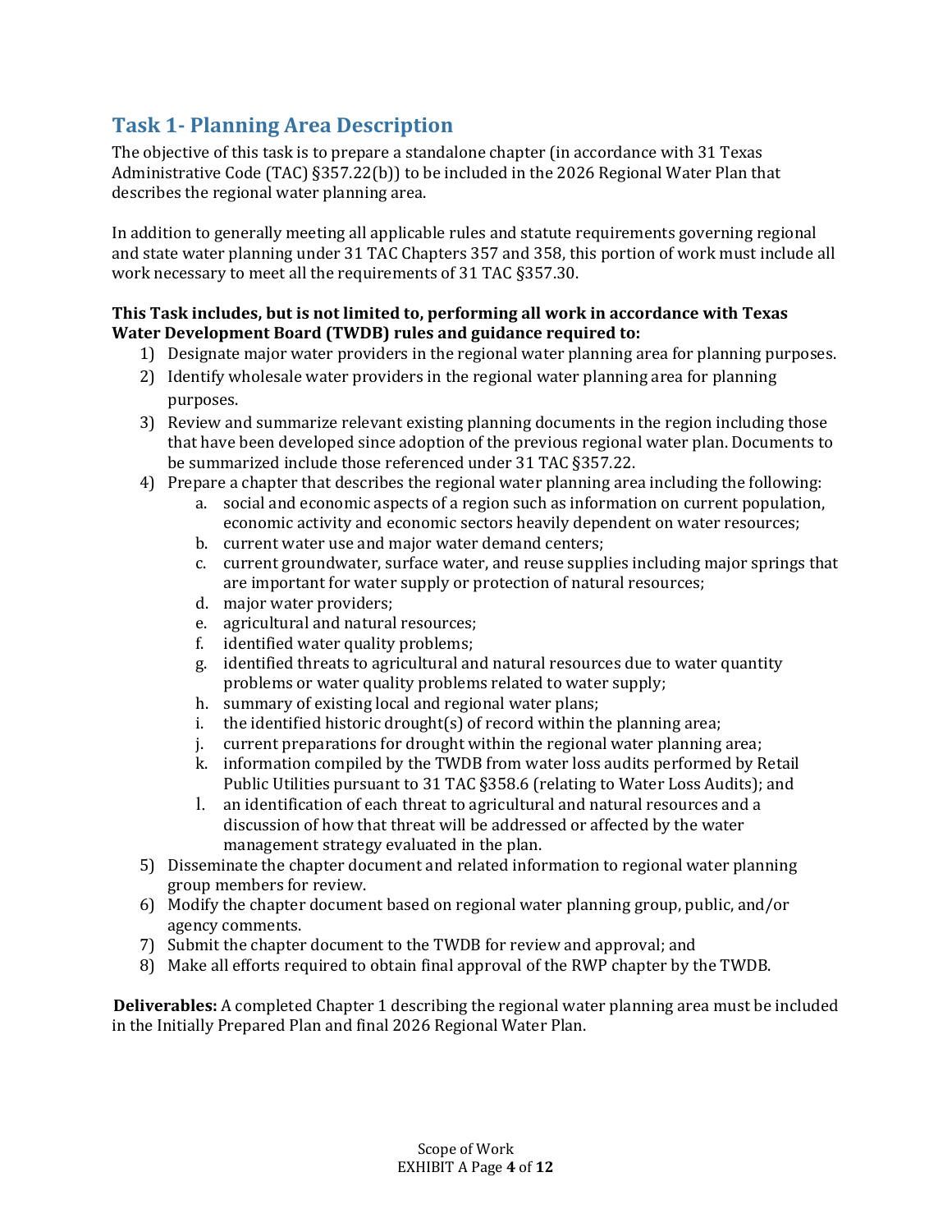## Task 1- Planning Area Description

The objective of this task is to prepare a standalone chapter (in accordance with 31 Texas Administrative Code (TAC) §357.22(b)) to be included in the 2026 Regional Water Plan that describes the regional water planning area.

In addition to generally meeting all applicable rules and statute requirements governing regional and state water planning under 31 TAC Chapters 357 and 358, this portion of work must include all work necessary to meet all the requirements of 31 TAC §357.30.

**This Task includes, but is not limited to, performing all work in accordance with Texas Water Development Board (TWDB) rules and guidance required to:**

1) Designate major water providers in the regional water planning area for planning purposes.
2) Identify wholesale water providers in the regional water planning area for planning purposes.
3) Review and summarize relevant existing planning documents in the region including those that have been developed since adoption of the previous regional water plan. Documents to be summarized include those referenced under 31 TAC §357.22.
4) Prepare a chapter that describes the regional water planning area including the following:
    a. social and economic aspects of a region such as information on current population, economic activity and economic sectors heavily dependent on water resources;
    b. current water use and major water demand centers;
    c. current groundwater, surface water, and reuse supplies including major springs that are important for water supply or protection of natural resources;
    d. major water providers;
    e. agricultural and natural resources;
    f. identified water quality problems;
    g. identified threats to agricultural and natural resources due to water quantity problems or water quality problems related to water supply;
    h. summary of existing local and regional water plans;
    i. the identified historic drought(s) of record within the planning area;
    j. current preparations for drought within the regional water planning area;
    k. information compiled by the TWDB from water loss audits performed by Retail Public Utilities pursuant to 31 TAC §358.6 (relating to Water Loss Audits); and
    l. an identification of each threat to agricultural and natural resources and a discussion of how that threat will be addressed or affected by the water management strategy evaluated in the plan.
5) Disseminate the chapter document and related information to regional water planning group members for review.
6) Modify the chapter document based on regional water planning group, public, and/or agency comments.
7) Submit the chapter document to the TWDB for review and approval; and
8) Make all efforts required to obtain final approval of the RWP chapter by the TWDB.

**Deliverables:** A completed Chapter 1 describing the regional water planning area must be included in the Initially Prepared Plan and final 2026 Regional Water Plan.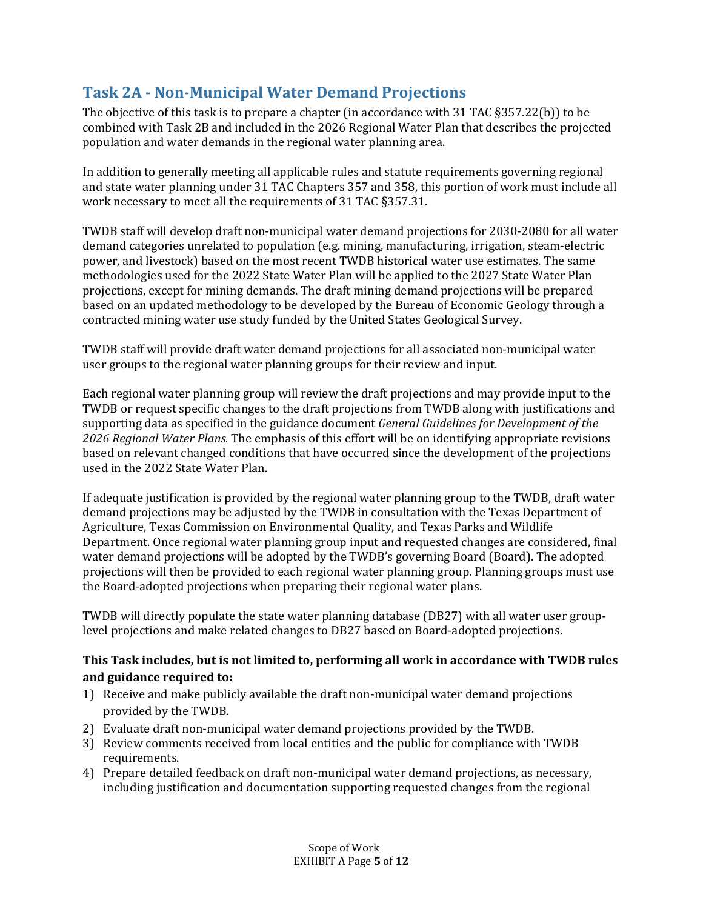## Task 2A - Non-Municipal Water Demand Projections

The objective of this task is to prepare a chapter (in accordance with 31 TAC §357.22(b)) to be combined with Task 2B and included in the 2026 Regional Water Plan that describes the projected population and water demands in the regional water planning area.

In addition to generally meeting all applicable rules and statute requirements governing regional and state water planning under 31 TAC Chapters 357 and 358, this portion of work must include all work necessary to meet all the requirements of 31 TAC §357.31.

TWDB staff will develop draft non-municipal water demand projections for 2030-2080 for all water demand categories unrelated to population (e.g. mining, manufacturing, irrigation, steam-electric power, and livestock) based on the most recent TWDB historical water use estimates. The same methodologies used for the 2022 State Water Plan will be applied to the 2027 State Water Plan projections, except for mining demands. The draft mining demand projections will be prepared based on an updated methodology to be developed by the Bureau of Economic Geology through a contracted mining water use study funded by the United States Geological Survey.

TWDB staff will provide draft water demand projections for all associated non-municipal water user groups to the regional water planning groups for their review and input.

Each regional water planning group will review the draft projections and may provide input to the TWDB or request specific changes to the draft projections from TWDB along with justifications and supporting data as specified in the guidance document *General Guidelines for Development of the 2026 Regional Water Plans.* The emphasis of this effort will be on identifying appropriate revisions based on relevant changed conditions that have occurred since the development of the projections used in the 2022 State Water Plan.

If adequate justification is provided by the regional water planning group to the TWDB, draft water demand projections may be adjusted by the TWDB in consultation with the Texas Department of Agriculture, Texas Commission on Environmental Quality, and Texas Parks and Wildlife Department. Once regional water planning group input and requested changes are considered, final water demand projections will be adopted by the TWDB's governing Board (Board). The adopted projections will then be provided to each regional water planning group. Planning groups must use the Board-adopted projections when preparing their regional water plans.

TWDB will directly populate the state water planning database (DB27) with all water user group-level projections and make related changes to DB27 based on Board-adopted projections.

**This Task includes, but is not limited to, performing all work in accordance with TWDB rules and guidance required to:**

1) Receive and make publicly available the draft non-municipal water demand projections provided by the TWDB.
2) Evaluate draft non-municipal water demand projections provided by the TWDB.
3) Review comments received from local entities and the public for compliance with TWDB requirements.
4) Prepare detailed feedback on draft non-municipal water demand projections, as necessary, including justification and documentation supporting requested changes from the regional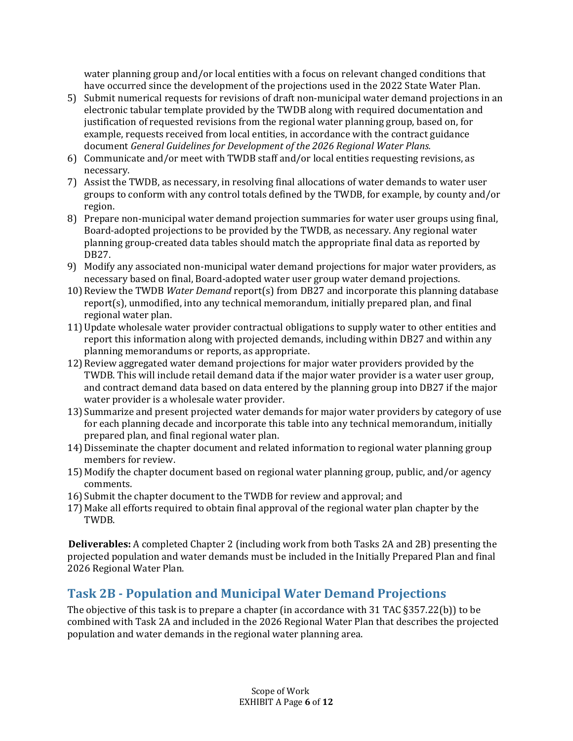water planning group and/or local entities with a focus on relevant changed conditions that have occurred since the development of the projections used in the 2022 State Water Plan.

5) Submit numerical requests for revisions of draft non-municipal water demand projections in an electronic tabular template provided by the TWDB along with required documentation and justification of requested revisions from the regional water planning group, based on, for example, requests received from local entities, in accordance with the contract guidance document *General Guidelines for Development of the 2026 Regional Water Plans.*
6) Communicate and/or meet with TWDB staff and/or local entities requesting revisions, as necessary.
7) Assist the TWDB, as necessary, in resolving final allocations of water demands to water user groups to conform with any control totals defined by the TWDB, for example, by county and/or region.
8) Prepare non-municipal water demand projection summaries for water user groups using final, Board-adopted projections to be provided by the TWDB, as necessary. Any regional water planning group-created data tables should match the appropriate final data as reported by DB27.
9) Modify any associated non-municipal water demand projections for major water providers, as necessary based on final, Board-adopted water user group water demand projections.
10) Review the TWDB *Water Demand* report(s) from DB27 and incorporate this planning database report(s), unmodified, into any technical memorandum, initially prepared plan, and final regional water plan.
11) Update wholesale water provider contractual obligations to supply water to other entities and report this information along with projected demands, including within DB27 and within any planning memorandums or reports, as appropriate.
12) Review aggregated water demand projections for major water providers provided by the TWDB. This will include retail demand data if the major water provider is a water user group, and contract demand data based on data entered by the planning group into DB27 if the major water provider is a wholesale water provider.
13) Summarize and present projected water demands for major water providers by category of use for each planning decade and incorporate this table into any technical memorandum, initially prepared plan, and final regional water plan.
14) Disseminate the chapter document and related information to regional water planning group members for review.
15) Modify the chapter document based on regional water planning group, public, and/or agency comments.
16) Submit the chapter document to the TWDB for review and approval; and
17) Make all efforts required to obtain final approval of the regional water plan chapter by the TWDB.

**Deliverables:** A completed Chapter 2 (including work from both Tasks 2A and 2B) presenting the projected population and water demands must be included in the Initially Prepared Plan and final 2026 Regional Water Plan.

## Task 2B - Population and Municipal Water Demand Projections

The objective of this task is to prepare a chapter (in accordance with 31 TAC §357.22(b)) to be combined with Task 2A and included in the 2026 Regional Water Plan that describes the projected population and water demands in the regional water planning area.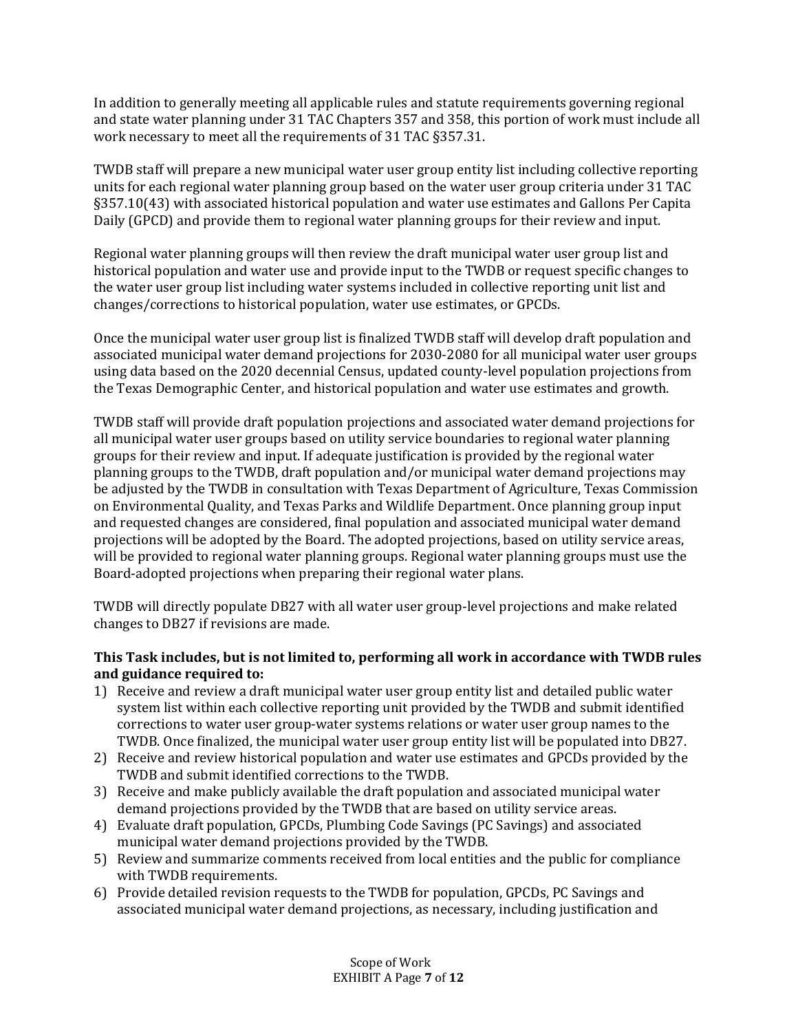In addition to generally meeting all applicable rules and statute requirements governing regional and state water planning under 31 TAC Chapters 357 and 358, this portion of work must include all work necessary to meet all the requirements of 31 TAC §357.31.

TWDB staff will prepare a new municipal water user group entity list including collective reporting units for each regional water planning group based on the water user group criteria under 31 TAC §357.10(43) with associated historical population and water use estimates and Gallons Per Capita Daily (GPCD) and provide them to regional water planning groups for their review and input.

Regional water planning groups will then review the draft municipal water user group list and historical population and water use and provide input to the TWDB or request specific changes to the water user group list including water systems included in collective reporting unit list and changes/corrections to historical population, water use estimates, or GPCDs.

Once the municipal water user group list is finalized TWDB staff will develop draft population and associated municipal water demand projections for 2030-2080 for all municipal water user groups using data based on the 2020 decennial Census, updated county-level population projections from the Texas Demographic Center, and historical population and water use estimates and growth.

TWDB staff will provide draft population projections and associated water demand projections for all municipal water user groups based on utility service boundaries to regional water planning groups for their review and input. If adequate justification is provided by the regional water planning groups to the TWDB, draft population and/or municipal water demand projections may be adjusted by the TWDB in consultation with Texas Department of Agriculture, Texas Commission on Environmental Quality, and Texas Parks and Wildlife Department. Once planning group input and requested changes are considered, final population and associated municipal water demand projections will be adopted by the Board. The adopted projections, based on utility service areas, will be provided to regional water planning groups. Regional water planning groups must use the Board-adopted projections when preparing their regional water plans.

TWDB will directly populate DB27 with all water user group-level projections and make related changes to DB27 if revisions are made.

**This Task includes, but is not limited to, performing all work in accordance with TWDB rules and guidance required to:**

1) Receive and review a draft municipal water user group entity list and detailed public water system list within each collective reporting unit provided by the TWDB and submit identified corrections to water user group-water systems relations or water user group names to the TWDB. Once finalized, the municipal water user group entity list will be populated into DB27.
2) Receive and review historical population and water use estimates and GPCDs provided by the TWDB and submit identified corrections to the TWDB.
3) Receive and make publicly available the draft population and associated municipal water demand projections provided by the TWDB that are based on utility service areas.
4) Evaluate draft population, GPCDs, Plumbing Code Savings (PC Savings) and associated municipal water demand projections provided by the TWDB.
5) Review and summarize comments received from local entities and the public for compliance with TWDB requirements.
6) Provide detailed revision requests to the TWDB for population, GPCDs, PC Savings and associated municipal water demand projections, as necessary, including justification and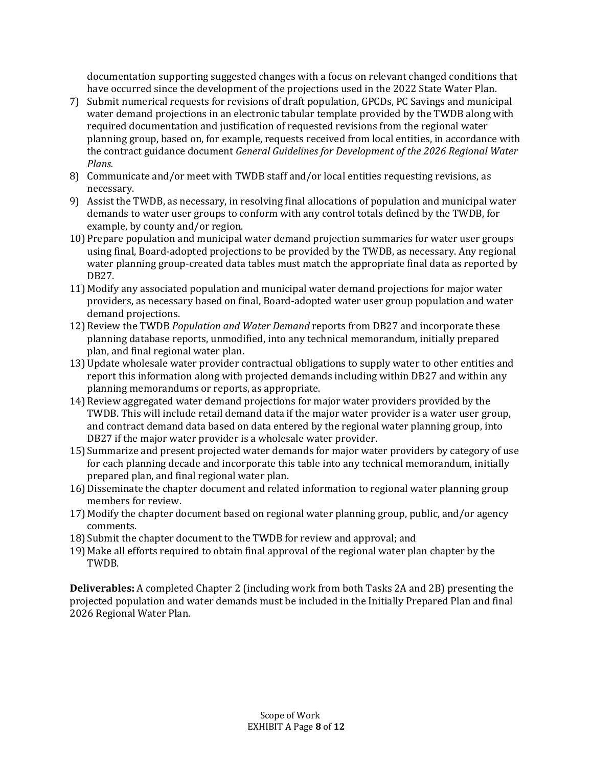documentation supporting suggested changes with a focus on relevant changed conditions that have occurred since the development of the projections used in the 2022 State Water Plan.

7) Submit numerical requests for revisions of draft population, GPCDs, PC Savings and municipal water demand projections in an electronic tabular template provided by the TWDB along with required documentation and justification of requested revisions from the regional water planning group, based on, for example, requests received from local entities, in accordance with the contract guidance document *General Guidelines for Development of the 2026 Regional Water Plans.*
8) Communicate and/or meet with TWDB staff and/or local entities requesting revisions, as necessary.
9) Assist the TWDB, as necessary, in resolving final allocations of population and municipal water demands to water user groups to conform with any control totals defined by the TWDB, for example, by county and/or region.
10) Prepare population and municipal water demand projection summaries for water user groups using final, Board-adopted projections to be provided by the TWDB, as necessary. Any regional water planning group-created data tables must match the appropriate final data as reported by DB27.
11) Modify any associated population and municipal water demand projections for major water providers, as necessary based on final, Board-adopted water user group population and water demand projections.
12) Review the TWDB *Population and Water Demand* reports from DB27 and incorporate these planning database reports, unmodified, into any technical memorandum, initially prepared plan, and final regional water plan.
13) Update wholesale water provider contractual obligations to supply water to other entities and report this information along with projected demands including within DB27 and within any planning memorandums or reports, as appropriate.
14) Review aggregated water demand projections for major water providers provided by the TWDB. This will include retail demand data if the major water provider is a water user group, and contract demand data based on data entered by the regional water planning group, into DB27 if the major water provider is a wholesale water provider.
15) Summarize and present projected water demands for major water providers by category of use for each planning decade and incorporate this table into any technical memorandum, initially prepared plan, and final regional water plan.
16) Disseminate the chapter document and related information to regional water planning group members for review.
17) Modify the chapter document based on regional water planning group, public, and/or agency comments.
18) Submit the chapter document to the TWDB for review and approval; and
19) Make all efforts required to obtain final approval of the regional water plan chapter by the TWDB.

**Deliverables:** A completed Chapter 2 (including work from both Tasks 2A and 2B) presenting the projected population and water demands must be included in the Initially Prepared Plan and final 2026 Regional Water Plan.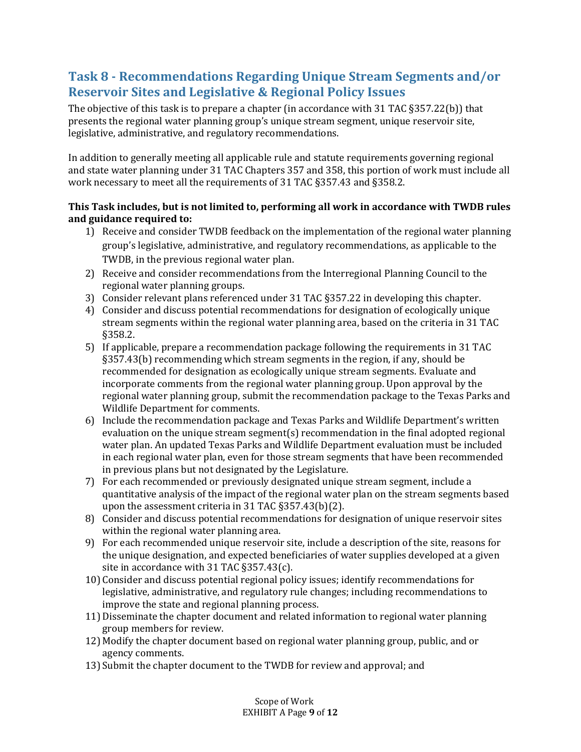## Task 8 - Recommendations Regarding Unique Stream Segments and/or Reservoir Sites and Legislative & Regional Policy Issues

The objective of this task is to prepare a chapter (in accordance with 31 TAC §357.22(b)) that presents the regional water planning group's unique stream segment, unique reservoir site, legislative, administrative, and regulatory recommendations.

In addition to generally meeting all applicable rule and statute requirements governing regional and state water planning under 31 TAC Chapters 357 and 358, this portion of work must include all work necessary to meet all the requirements of 31 TAC §357.43 and §358.2.

**This Task includes, but is not limited to, performing all work in accordance with TWDB rules and guidance required to:**

1) Receive and consider TWDB feedback on the implementation of the regional water planning group's legislative, administrative, and regulatory recommendations, as applicable to the TWDB, in the previous regional water plan.
2) Receive and consider recommendations from the Interregional Planning Council to the regional water planning groups.
3) Consider relevant plans referenced under 31 TAC §357.22 in developing this chapter.
4) Consider and discuss potential recommendations for designation of ecologically unique stream segments within the regional water planning area, based on the criteria in 31 TAC §358.2.
5) If applicable, prepare a recommendation package following the requirements in 31 TAC §357.43(b) recommending which stream segments in the region, if any, should be recommended for designation as ecologically unique stream segments. Evaluate and incorporate comments from the regional water planning group. Upon approval by the regional water planning group, submit the recommendation package to the Texas Parks and Wildlife Department for comments.
6) Include the recommendation package and Texas Parks and Wildlife Department's written evaluation on the unique stream segment(s) recommendation in the final adopted regional water plan. An updated Texas Parks and Wildlife Department evaluation must be included in each regional water plan, even for those stream segments that have been recommended in previous plans but not designated by the Legislature.
7) For each recommended or previously designated unique stream segment, include a quantitative analysis of the impact of the regional water plan on the stream segments based upon the assessment criteria in 31 TAC §357.43(b)(2).
8) Consider and discuss potential recommendations for designation of unique reservoir sites within the regional water planning area.
9) For each recommended unique reservoir site, include a description of the site, reasons for the unique designation, and expected beneficiaries of water supplies developed at a given site in accordance with 31 TAC §357.43(c).
10) Consider and discuss potential regional policy issues; identify recommendations for legislative, administrative, and regulatory rule changes; including recommendations to improve the state and regional planning process.
11) Disseminate the chapter document and related information to regional water planning group members for review.
12) Modify the chapter document based on regional water planning group, public, and or agency comments.
13) Submit the chapter document to the TWDB for review and approval; and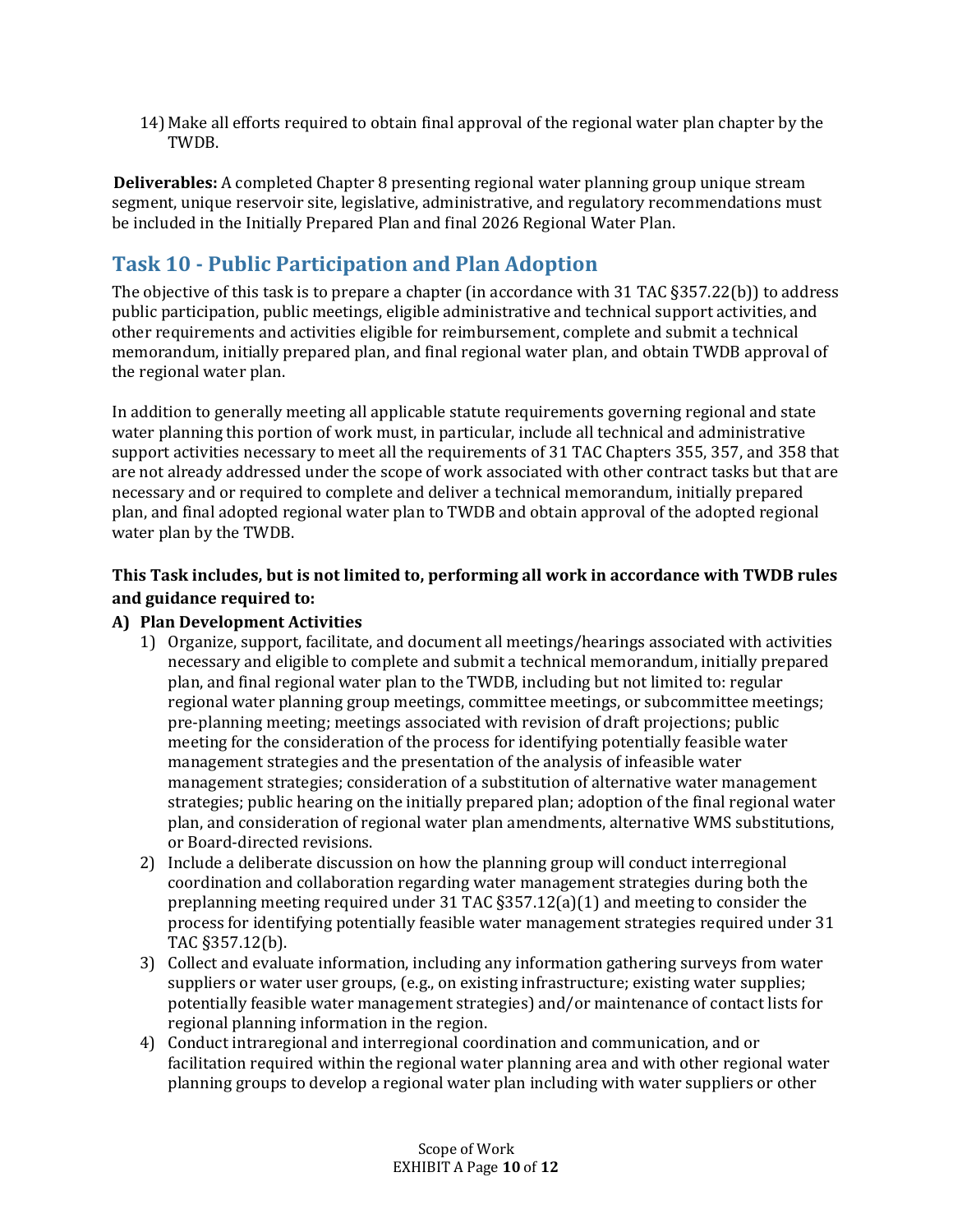14) Make all efforts required to obtain final approval of the regional water plan chapter by the TWDB.

**Deliverables:** A completed Chapter 8 presenting regional water planning group unique stream segment, unique reservoir site, legislative, administrative, and regulatory recommendations must be included in the Initially Prepared Plan and final 2026 Regional Water Plan.

## Task 10 - Public Participation and Plan Adoption

The objective of this task is to prepare a chapter (in accordance with 31 TAC §357.22(b)) to address public participation, public meetings, eligible administrative and technical support activities, and other requirements and activities eligible for reimbursement, complete and submit a technical memorandum, initially prepared plan, and final regional water plan, and obtain TWDB approval of the regional water plan.

In addition to generally meeting all applicable statute requirements governing regional and state water planning this portion of work must, in particular, include all technical and administrative support activities necessary to meet all the requirements of 31 TAC Chapters 355, 357, and 358 that are not already addressed under the scope of work associated with other contract tasks but that are necessary and or required to complete and deliver a technical memorandum, initially prepared plan, and final adopted regional water plan to TWDB and obtain approval of the adopted regional water plan by the TWDB.

**This Task includes, but is not limited to, performing all work in accordance with TWDB rules and guidance required to:**

**A) Plan Development Activities**

1) Organize, support, facilitate, and document all meetings/hearings associated with activities necessary and eligible to complete and submit a technical memorandum, initially prepared plan, and final regional water plan to the TWDB, including but not limited to: regular regional water planning group meetings, committee meetings, or subcommittee meetings; pre-planning meeting; meetings associated with revision of draft projections; public meeting for the consideration of the process for identifying potentially feasible water management strategies and the presentation of the analysis of infeasible water management strategies; consideration of a substitution of alternative water management strategies; public hearing on the initially prepared plan; adoption of the final regional water plan, and consideration of regional water plan amendments, alternative WMS substitutions, or Board-directed revisions.
2) Include a deliberate discussion on how the planning group will conduct interregional coordination and collaboration regarding water management strategies during both the preplanning meeting required under 31 TAC §357.12(a)(1) and meeting to consider the process for identifying potentially feasible water management strategies required under 31 TAC §357.12(b).
3) Collect and evaluate information, including any information gathering surveys from water suppliers or water user groups, (e.g., on existing infrastructure; existing water supplies; potentially feasible water management strategies) and/or maintenance of contact lists for regional planning information in the region.
4) Conduct intraregional and interregional coordination and communication, and or facilitation required within the regional water planning area and with other regional water planning groups to develop a regional water plan including with water suppliers or other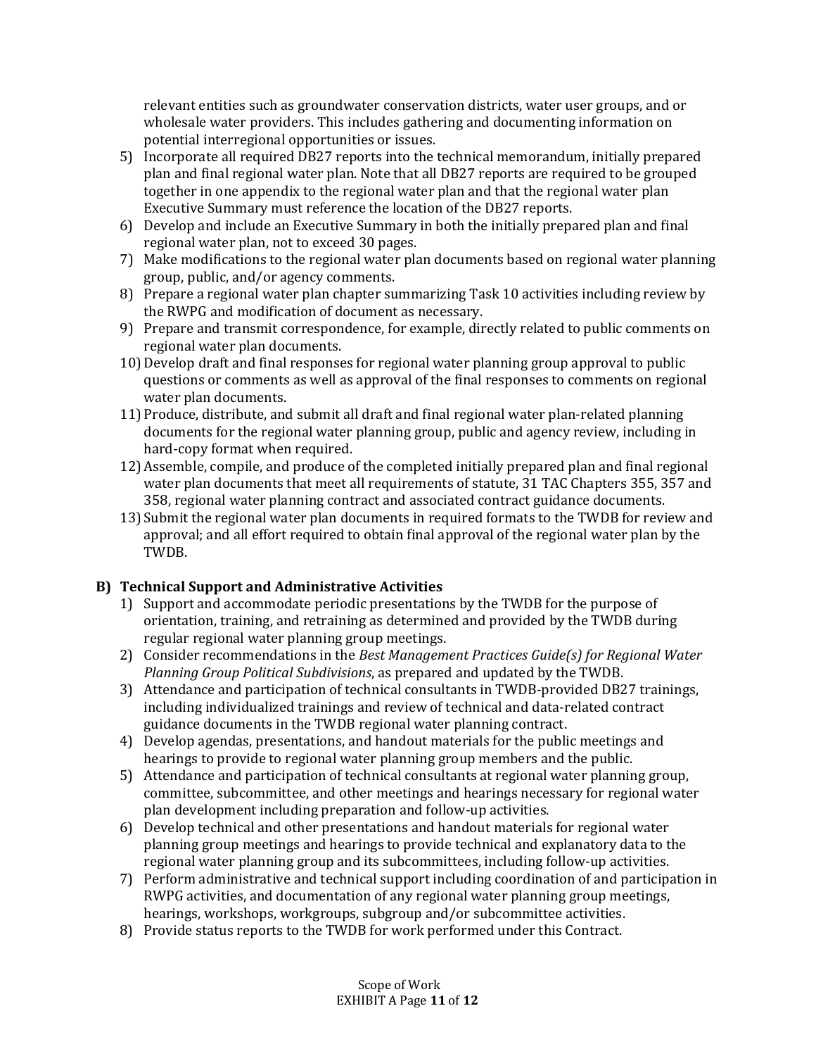relevant entities such as groundwater conservation districts, water user groups, and or wholesale water providers. This includes gathering and documenting information on potential interregional opportunities or issues.

5) Incorporate all required DB27 reports into the technical memorandum, initially prepared plan and final regional water plan. Note that all DB27 reports are required to be grouped together in one appendix to the regional water plan and that the regional water plan Executive Summary must reference the location of the DB27 reports.
6) Develop and include an Executive Summary in both the initially prepared plan and final regional water plan, not to exceed 30 pages.
7) Make modifications to the regional water plan documents based on regional water planning group, public, and/or agency comments.
8) Prepare a regional water plan chapter summarizing Task 10 activities including review by the RWPG and modification of document as necessary.
9) Prepare and transmit correspondence, for example, directly related to public comments on regional water plan documents.
10) Develop draft and final responses for regional water planning group approval to public questions or comments as well as approval of the final responses to comments on regional water plan documents.
11) Produce, distribute, and submit all draft and final regional water plan-related planning documents for the regional water planning group, public and agency review, including in hard-copy format when required.
12) Assemble, compile, and produce of the completed initially prepared plan and final regional water plan documents that meet all requirements of statute, 31 TAC Chapters 355, 357 and 358, regional water planning contract and associated contract guidance documents.
13) Submit the regional water plan documents in required formats to the TWDB for review and approval; and all effort required to obtain final approval of the regional water plan by the TWDB.

**B) Technical Support and Administrative Activities**

1) Support and accommodate periodic presentations by the TWDB for the purpose of orientation, training, and retraining as determined and provided by the TWDB during regular regional water planning group meetings.
2) Consider recommendations in the *Best Management Practices Guide(s) for Regional Water Planning Group Political Subdivisions*, as prepared and updated by the TWDB.
3) Attendance and participation of technical consultants in TWDB-provided DB27 trainings, including individualized trainings and review of technical and data-related contract guidance documents in the TWDB regional water planning contract.
4) Develop agendas, presentations, and handout materials for the public meetings and hearings to provide to regional water planning group members and the public.
5) Attendance and participation of technical consultants at regional water planning group, committee, subcommittee, and other meetings and hearings necessary for regional water plan development including preparation and follow-up activities.
6) Develop technical and other presentations and handout materials for regional water planning group meetings and hearings to provide technical and explanatory data to the regional water planning group and its subcommittees, including follow-up activities.
7) Perform administrative and technical support including coordination of and participation in RWPG activities, and documentation of any regional water planning group meetings, hearings, workshops, workgroups, subgroup and/or subcommittee activities.
8) Provide status reports to the TWDB for work performed under this Contract.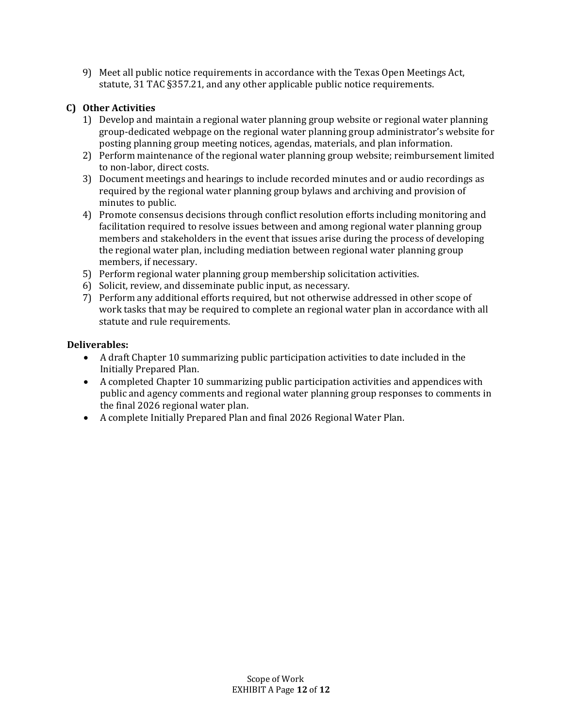9) Meet all public notice requirements in accordance with the Texas Open Meetings Act, statute, 31 TAC §357.21, and any other applicable public notice requirements.

**C) Other Activities**

1) Develop and maintain a regional water planning group website or regional water planning group-dedicated webpage on the regional water planning group administrator's website for posting planning group meeting notices, agendas, materials, and plan information.
2) Perform maintenance of the regional water planning group website; reimbursement limited to non-labor, direct costs.
3) Document meetings and hearings to include recorded minutes and or audio recordings as required by the regional water planning group bylaws and archiving and provision of minutes to public.
4) Promote consensus decisions through conflict resolution efforts including monitoring and facilitation required to resolve issues between and among regional water planning group members and stakeholders in the event that issues arise during the process of developing the regional water plan, including mediation between regional water planning group members, if necessary.
5) Perform regional water planning group membership solicitation activities.
6) Solicit, review, and disseminate public input, as necessary.
7) Perform any additional efforts required, but not otherwise addressed in other scope of work tasks that may be required to complete an regional water plan in accordance with all statute and rule requirements.

**Deliverables:**

- A draft Chapter 10 summarizing public participation activities to date included in the Initially Prepared Plan.
- A completed Chapter 10 summarizing public participation activities and appendices with public and agency comments and regional water planning group responses to comments in the final 2026 regional water plan.
- A complete Initially Prepared Plan and final 2026 Regional Water Plan.